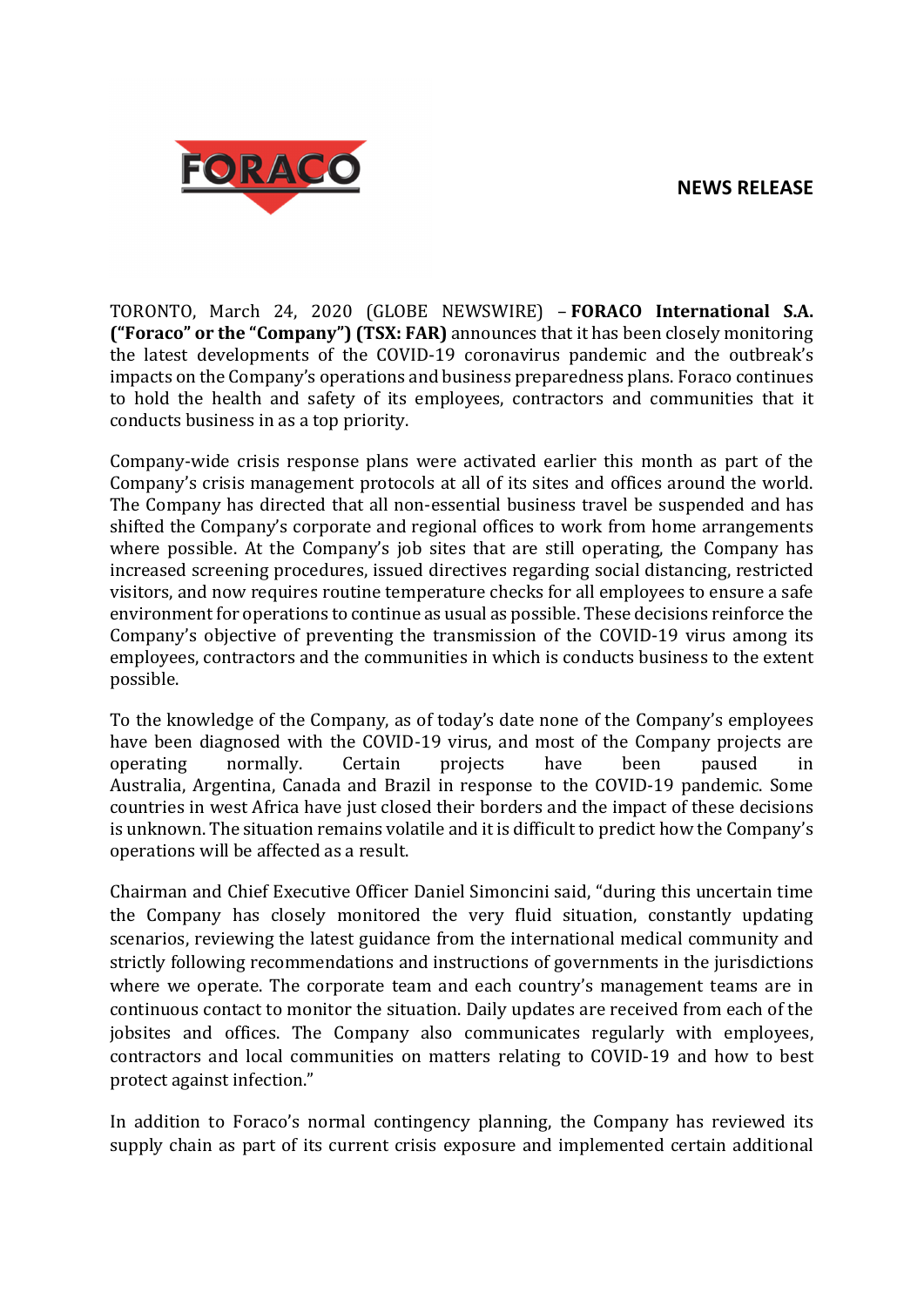**NEWS RELEASE**

TORONTO, March 24, 2020 (GLOBE NEWSWIRE) – **FORACO International S.A. ("Foraco" or the "Company") (TSX: FAR)** announces that it has been closely monitoring the latest developments of the COVID-19 coronavirus pandemic and the outbreak's impacts on the Company's operations and business preparedness plans. Foraco continues to hold the health and safety of its employees, contractors and communities that it conducts business in as a top priority.

Company-wide crisis response plans were activated earlier this month as part of the Company's crisis management protocols at all of its sites and offices around the world. The Company has directed that all non-essential business travel be suspended and has shifted the Company's corporate and regional offices to work from home arrangements where possible. At the Company's job sites that are still operating, the Company has increased screening procedures, issued directives regarding social distancing, restricted visitors, and now requires routine temperature checks for all employees to ensure a safe environment for operations to continue as usual as possible. These decisions reinforce the Company's objective of preventing the transmission of the COVID-19 virus among its employees, contractors and the communities in which is conducts business to the extent possible.

To the knowledge of the Company, as of today's date none of the Company's employees have been diagnosed with the COVID-19 virus, and most of the Company projects are operating normally. Certain projects have been paused in Australia, Argentina, Canada and Brazil in response to the COVID-19 pandemic. Some countries in west Africa have just closed their borders and the impact of these decisions is unknown. The situation remains volatile and it is difficult to predict how the Company's operations will be affected as a result.

Chairman and Chief Executive Officer Daniel Simoncini said, "during this uncertain time the Company has closely monitored the very fluid situation, constantly updating scenarios, reviewing the latest guidance from the international medical community and strictly following recommendations and instructions of governments in the jurisdictions where we operate. The corporate team and each country's management teams are in continuous contact to monitor the situation. Daily updates are received from each of the jobsites and offices. The Company also communicates regularly with employees, contractors and local communities on matters relating to COVID-19 and how to best protect against infection."

In addition to Foraco's normal contingency planning, the Company has reviewed its supply chain as part of its current crisis exposure and implemented certain additional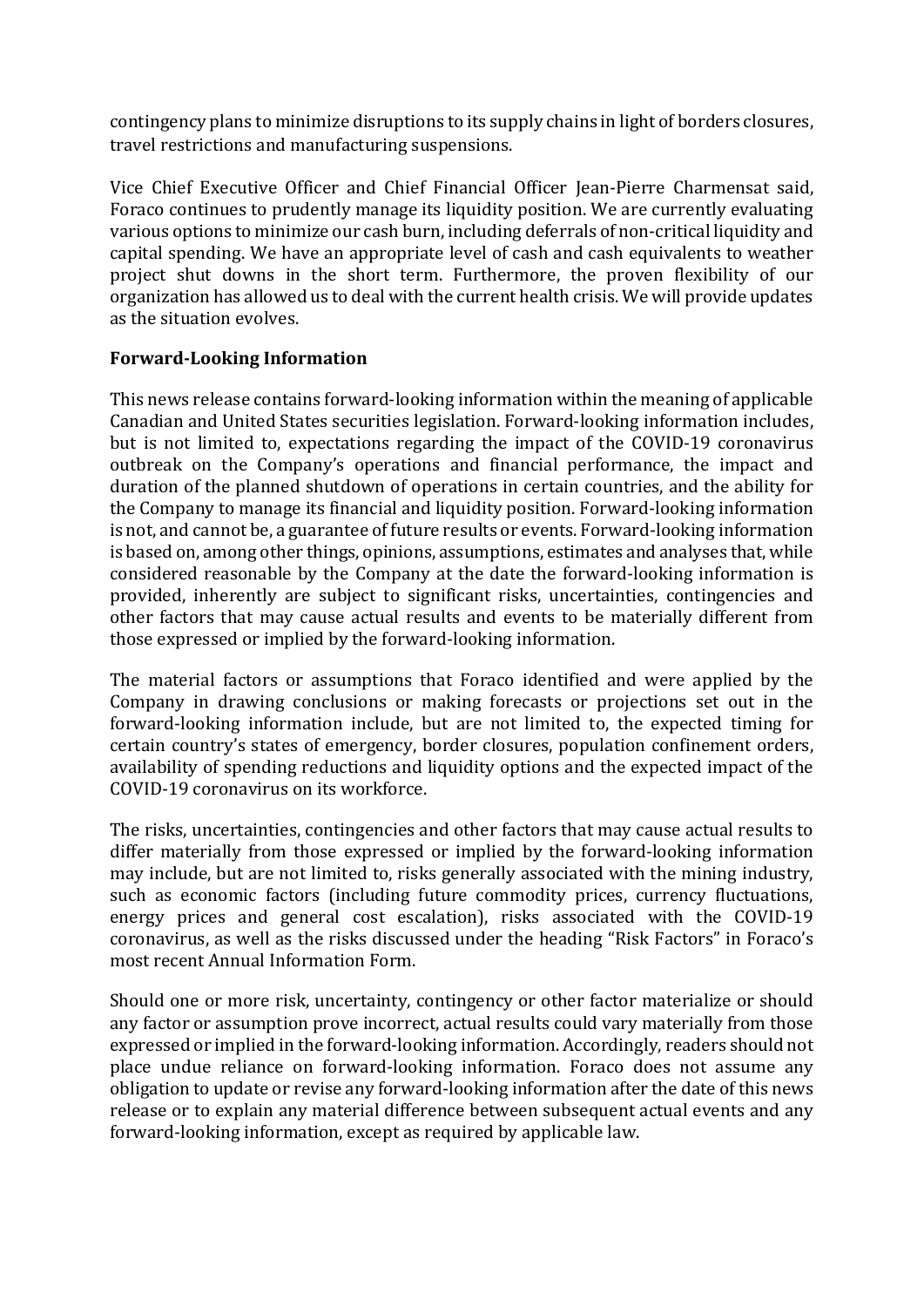contingency plans to minimize disruptions to its supply chains in light of borders closures, travel restrictions and manufacturing suspensions.

Vice Chief Executive Officer and Chief Financial Officer Jean-Pierre Charmensat said, Foraco continues to prudently manage its liquidity position. We are currently evaluating various options to minimize our cash burn, including deferrals of non-critical liquidity and capital spending. We have an appropriate level of cash and cash equivalents to weather project shut downs in the short term. Furthermore, the proven flexibility of our organization has allowed us to deal with the current health crisis. We will provide updates as the situation evolves.

**Forward-Looking Information**

This news release contains forward-looking information within the meaning of applicable Canadian and United States securities legislation. Forward-looking information includes, but is not limited to, expectations regarding the impact of the COVID-19 coronavirus outbreak on the Company's operations and financial performance, the impact and duration of the planned shutdown of operations in certain countries, and the ability for the Company to manage its financial and liquidity position. Forward-looking information is not, and cannot be, a guarantee of future results or events. Forward-looking information is based on, among other things, opinions, assumptions, estimates and analyses that, while considered reasonable by the Company at the date the forward-looking information is provided, inherently are subject to significant risks, uncertainties, contingencies and other factors that may cause actual results and events to be materially different from those expressed or implied by the forward-looking information.

The material factors or assumptions that Foraco identified and were applied by the Company in drawing conclusions or making forecasts or projections set out in the forward-looking information include, but are not limited to, the expected timing for certain country's states of emergency, border closures, population confinement orders, availability of spending reductions and liquidity options and the expected impact of the COVID-19 coronavirus on its workforce.

The risks, uncertainties, contingencies and other factors that may cause actual results to differ materially from those expressed or implied by the forward-looking information may include, but are not limited to, risks generally associated with the mining industry, such as economic factors (including future commodity prices, currency fluctuations, energy prices and general cost escalation), risks associated with the COVID-19 coronavirus, as well as the risks discussed under the heading "Risk Factors" in Foraco's most recent Annual Information Form.

Should one or more risk, uncertainty, contingency or other factor materialize or should any factor or assumption prove incorrect, actual results could vary materially from those expressed or implied in the forward-looking information. Accordingly, readers should not place undue reliance on forward-looking information. Foraco does not assume any obligation to update or revise any forward-looking information after the date of this news release or to explain any material difference between subsequent actual events and any forward-looking information, except as required by applicable law.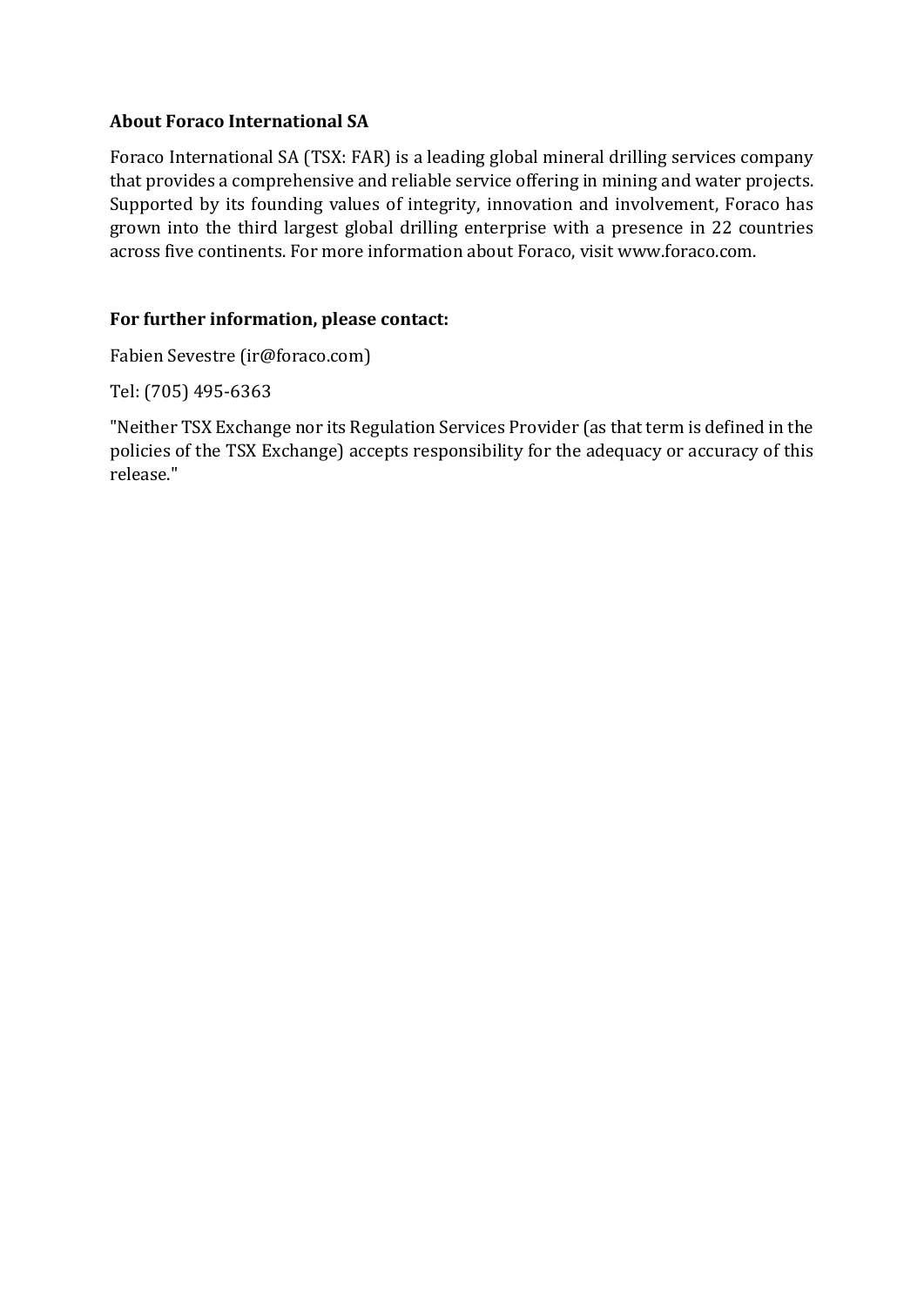**About Foraco International SA**

Foraco International SA (TSX: FAR) is a leading global mineral drilling services company that provides a comprehensive and reliable service offering in mining and water projects. Supported by its founding values of integrity, innovation and involvement, Foraco has grown into the third largest global drilling enterprise with a presence in 22 countries across five continents. For more information about Foraco, visit www.foraco.com.

**For further information, please contact:**

Fabien Sevestre (ir@foraco.com)

Tel: (705) 495-6363

"Neither TSX Exchange nor its Regulation Services Provider (as that term is defined in the policies of the TSX Exchange) accepts responsibility for the adequacy or accuracy of this release."